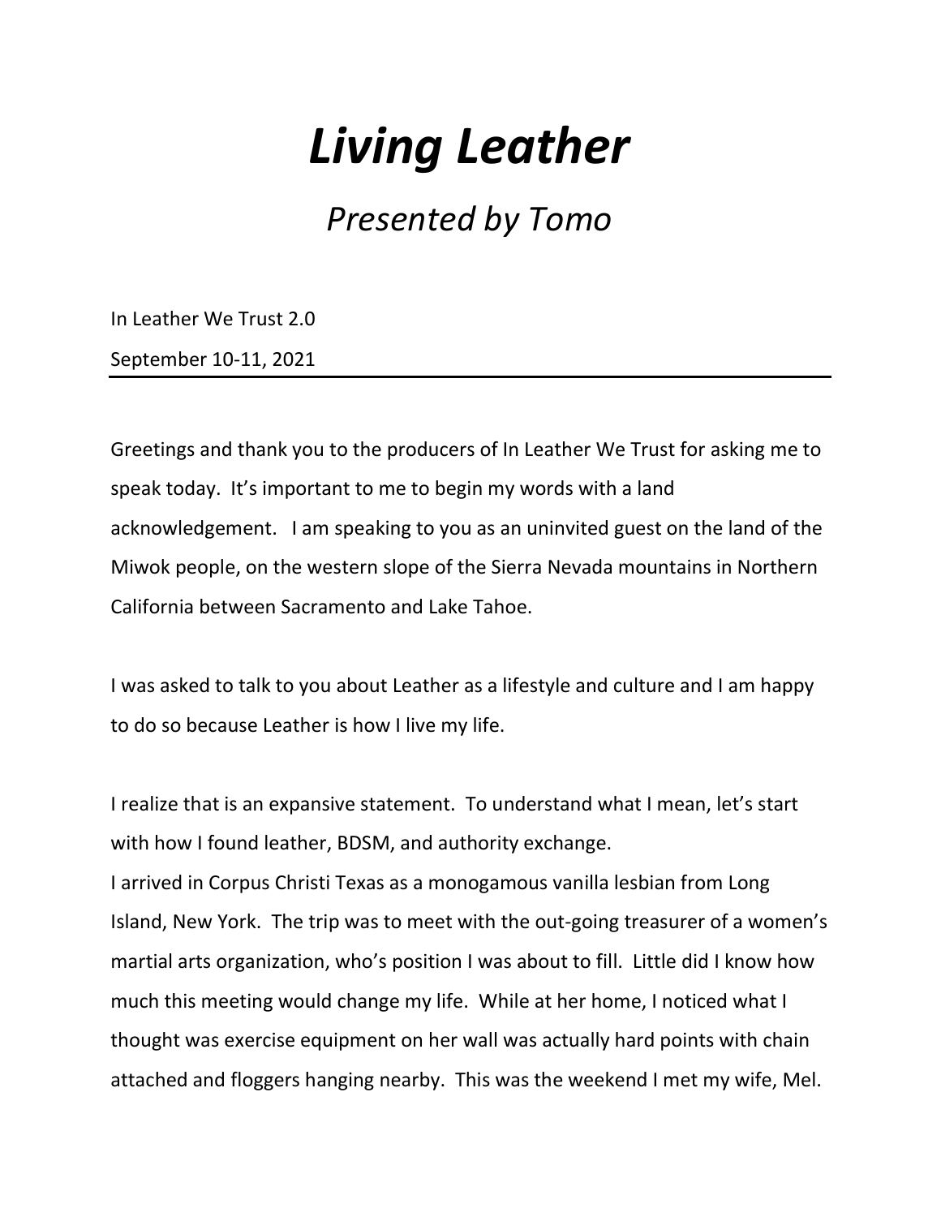# *Living Leather*

## *Presented by Tomo*

In Leather We Trust 2.0

September 10-11, 2021

---

Greetings and thank you to the producers of In Leather We Trust for asking me to speak today. It's important to me to begin my words with a land acknowledgement. I am speaking to you as an uninvited guest on the land of the Miwok people, on the western slope of the Sierra Nevada mountains in Northern California between Sacramento and Lake Tahoe.

I was asked to talk to you about Leather as a lifestyle and culture and I am happy to do so because Leather is how I live my life.

I realize that is an expansive statement. To understand what I mean, let's start with how I found leather, BDSM, and authority exchange.

I arrived in Corpus Christi Texas as a monogamous vanilla lesbian from Long Island, New York. The trip was to meet with the out-going treasurer of a women's martial arts organization, who's position I was about to fill. Little did I know how much this meeting would change my life. While at her home, I noticed what I thought was exercise equipment on her wall was actually hard points with chain attached and floggers hanging nearby. This was the weekend I met my wife, Mel.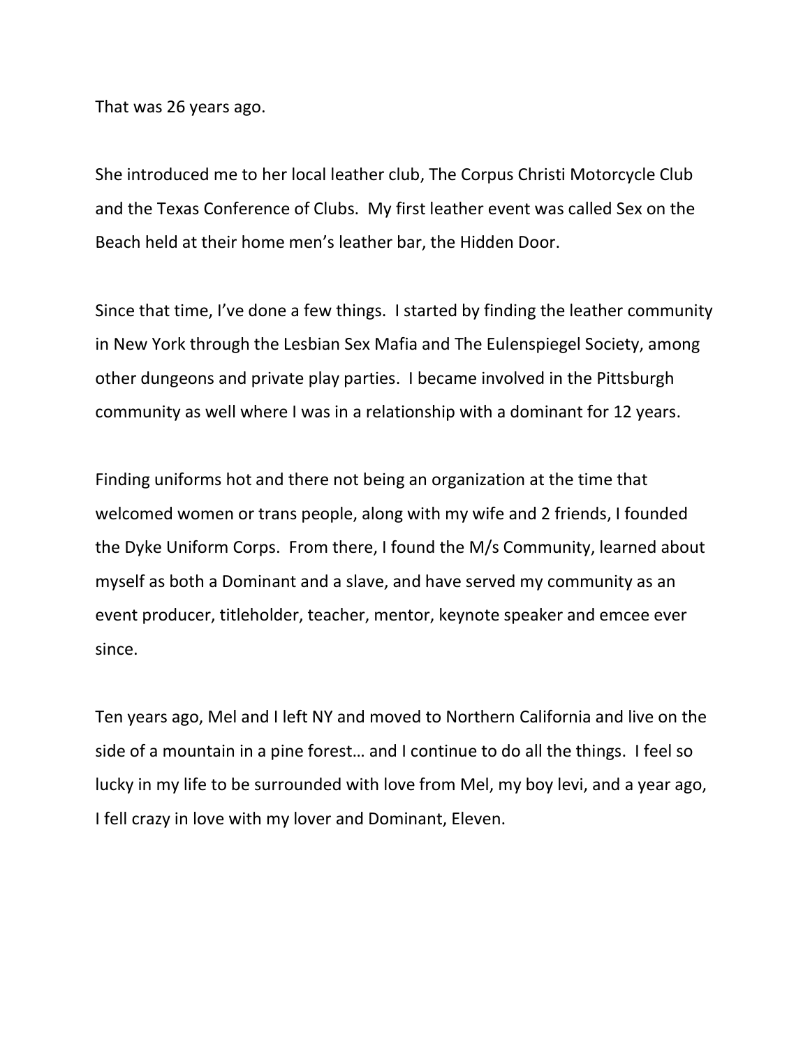That was 26 years ago.

She introduced me to her local leather club, The Corpus Christi Motorcycle Club and the Texas Conference of Clubs. My first leather event was called Sex on the Beach held at their home men's leather bar, the Hidden Door.

Since that time, I've done a few things. I started by finding the leather community in New York through the Lesbian Sex Mafia and The Eulenspiegel Society, among other dungeons and private play parties. I became involved in the Pittsburgh community as well where I was in a relationship with a dominant for 12 years.

Finding uniforms hot and there not being an organization at the time that welcomed women or trans people, along with my wife and 2 friends, I founded the Dyke Uniform Corps. From there, I found the M/s Community, learned about myself as both a Dominant and a slave, and have served my community as an event producer, titleholder, teacher, mentor, keynote speaker and emcee ever since.

Ten years ago, Mel and I left NY and moved to Northern California and live on the side of a mountain in a pine forest… and I continue to do all the things. I feel so lucky in my life to be surrounded with love from Mel, my boy levi, and a year ago, I fell crazy in love with my lover and Dominant, Eleven.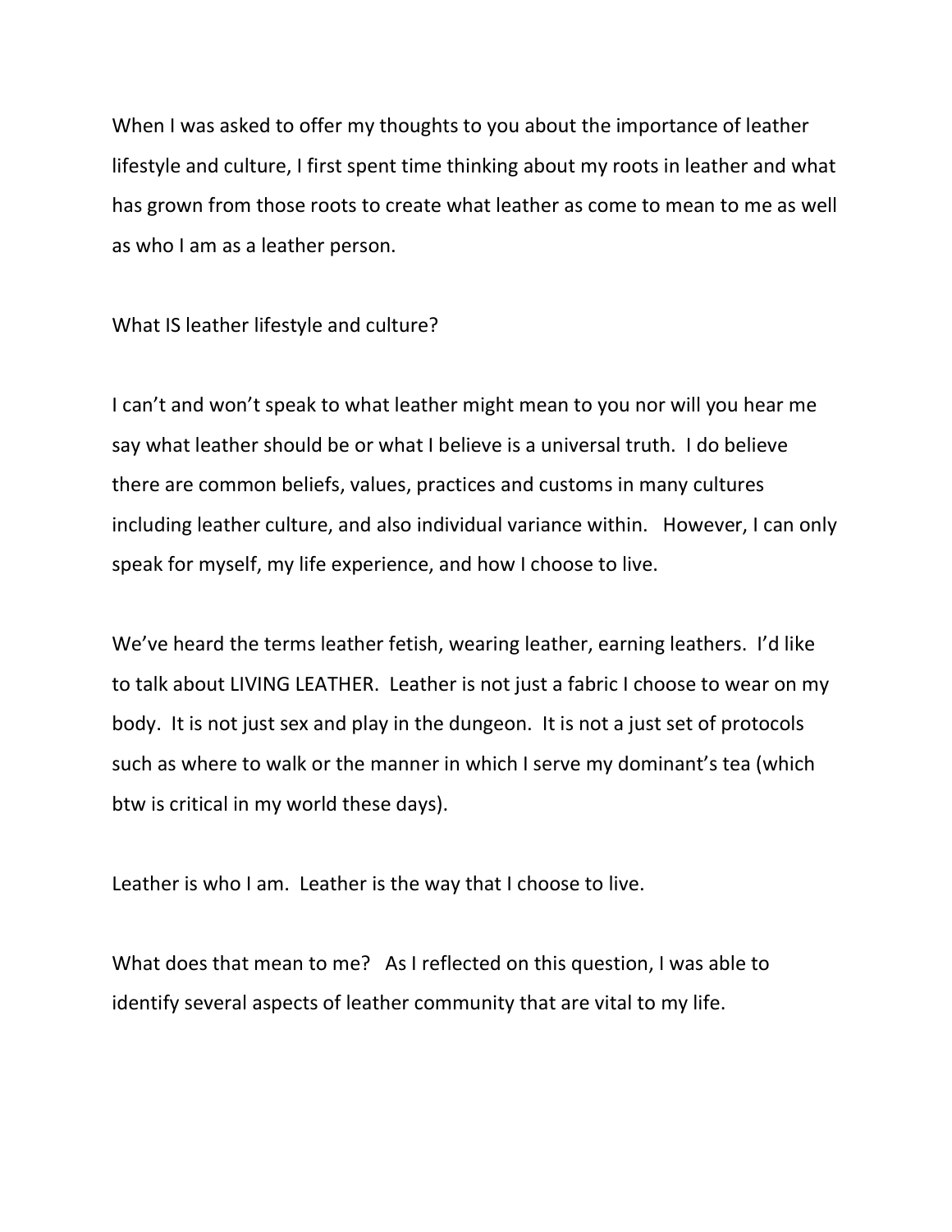When I was asked to offer my thoughts to you about the importance of leather lifestyle and culture, I first spent time thinking about my roots in leather and what has grown from those roots to create what leather as come to mean to me as well as who I am as a leather person.

What IS leather lifestyle and culture?

I can't and won't speak to what leather might mean to you nor will you hear me say what leather should be or what I believe is a universal truth. I do believe there are common beliefs, values, practices and customs in many cultures including leather culture, and also individual variance within. However, I can only speak for myself, my life experience, and how I choose to live.

We've heard the terms leather fetish, wearing leather, earning leathers. I'd like to talk about LIVING LEATHER. Leather is not just a fabric I choose to wear on my body. It is not just sex and play in the dungeon. It is not a just set of protocols such as where to walk or the manner in which I serve my dominant's tea (which btw is critical in my world these days).

Leather is who I am. Leather is the way that I choose to live.

What does that mean to me? As I reflected on this question, I was able to identify several aspects of leather community that are vital to my life.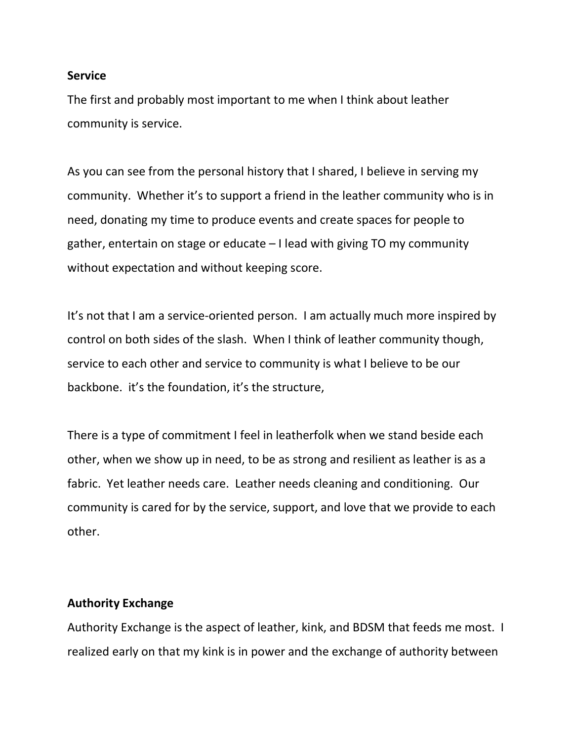**Service**

The first and probably most important to me when I think about leather community is service.

As you can see from the personal history that I shared, I believe in serving my community. Whether it's to support a friend in the leather community who is in need, donating my time to produce events and create spaces for people to gather, entertain on stage or educate – I lead with giving TO my community without expectation and without keeping score.

It's not that I am a service-oriented person. I am actually much more inspired by control on both sides of the slash. When I think of leather community though, service to each other and service to community is what I believe to be our backbone. it's the foundation, it's the structure,

There is a type of commitment I feel in leatherfolk when we stand beside each other, when we show up in need, to be as strong and resilient as leather is as a fabric. Yet leather needs care. Leather needs cleaning and conditioning. Our community is cared for by the service, support, and love that we provide to each other.

**Authority Exchange**

Authority Exchange is the aspect of leather, kink, and BDSM that feeds me most. I realized early on that my kink is in power and the exchange of authority between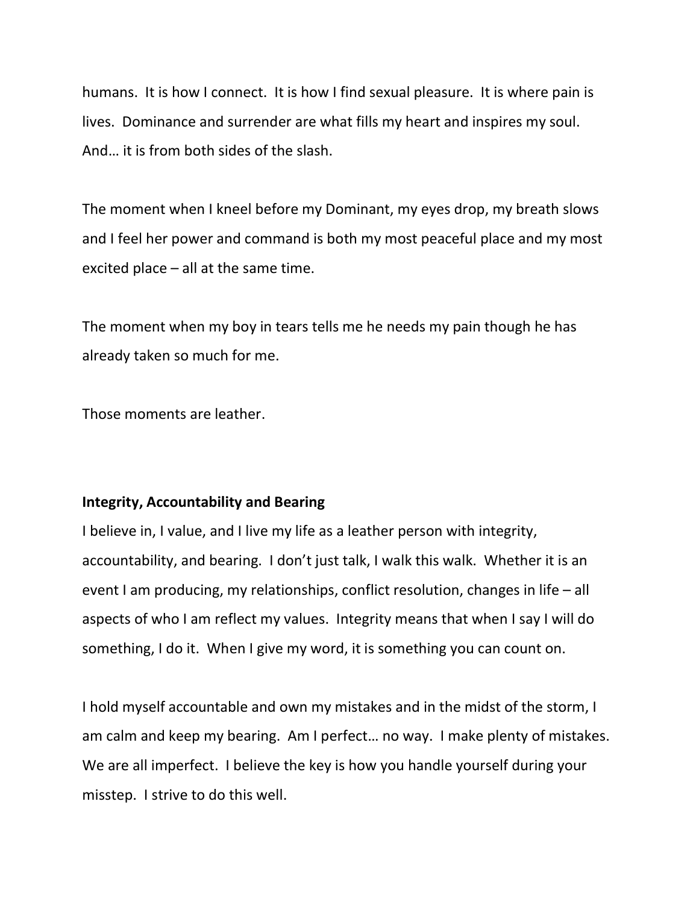humans. It is how I connect. It is how I find sexual pleasure. It is where pain is lives. Dominance and surrender are what fills my heart and inspires my soul. And… it is from both sides of the slash.

The moment when I kneel before my Dominant, my eyes drop, my breath slows and I feel her power and command is both my most peaceful place and my most excited place – all at the same time.

The moment when my boy in tears tells me he needs my pain though he has already taken so much for me.

Those moments are leather.

**Integrity, Accountability and Bearing**

I believe in, I value, and I live my life as a leather person with integrity, accountability, and bearing. I don't just talk, I walk this walk. Whether it is an event I am producing, my relationships, conflict resolution, changes in life – all aspects of who I am reflect my values. Integrity means that when I say I will do something, I do it. When I give my word, it is something you can count on.

I hold myself accountable and own my mistakes and in the midst of the storm, I am calm and keep my bearing. Am I perfect… no way. I make plenty of mistakes. We are all imperfect. I believe the key is how you handle yourself during your misstep. I strive to do this well.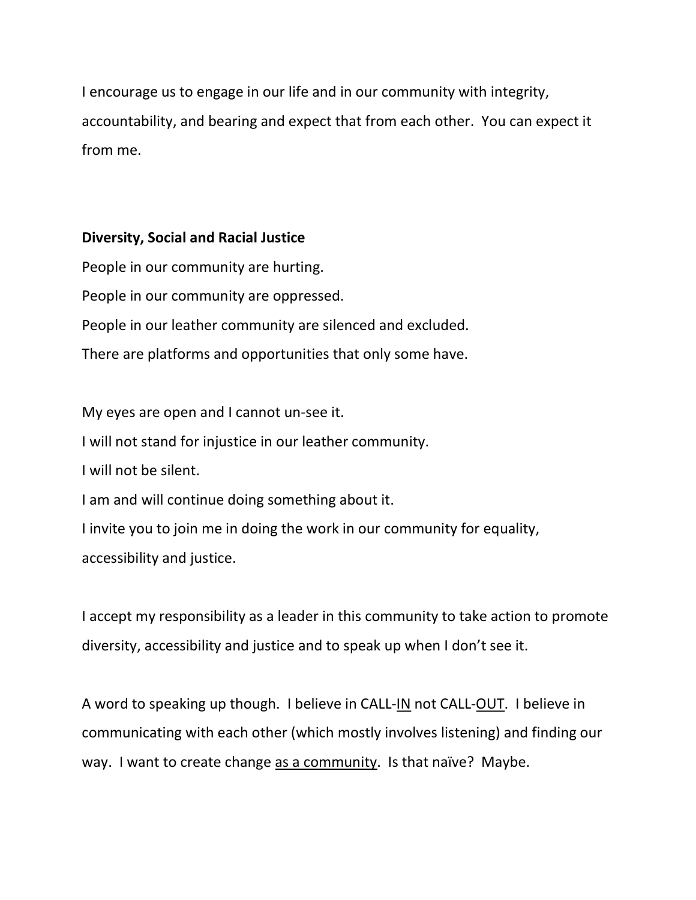I encourage us to engage in our life and in our community with integrity, accountability, and bearing and expect that from each other. You can expect it from me.

**Diversity, Social and Racial Justice**

People in our community are hurting.  
People in our community are oppressed.  
People in our leather community are silenced and excluded.  
There are platforms and opportunities that only some have.

My eyes are open and I cannot un-see it.  
I will not stand for injustice in our leather community.  
I will not be silent.  
I am and will continue doing something about it.  
I invite you to join me in doing the work in our community for equality, accessibility and justice.

I accept my responsibility as a leader in this community to take action to promote diversity, accessibility and justice and to speak up when I don't see it.

A word to speaking up though. I believe in CALL-<u>IN</u> not CALL-<u>OUT</u>. I believe in communicating with each other (which mostly involves listening) and finding our way. I want to create change <u>as a community</u>. Is that naïve? Maybe.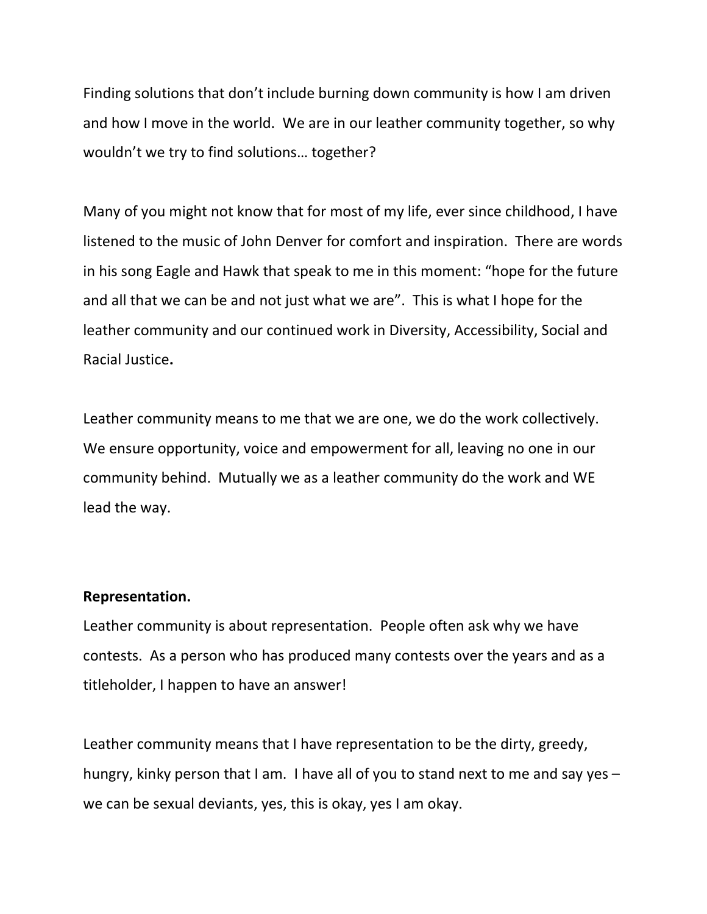Finding solutions that don't include burning down community is how I am driven and how I move in the world. We are in our leather community together, so why wouldn't we try to find solutions… together?

Many of you might not know that for most of my life, ever since childhood, I have listened to the music of John Denver for comfort and inspiration. There are words in his song Eagle and Hawk that speak to me in this moment: "hope for the future and all that we can be and not just what we are". This is what I hope for the leather community and our continued work in Diversity, Accessibility, Social and Racial Justice**.**

Leather community means to me that we are one, we do the work collectively. We ensure opportunity, voice and empowerment for all, leaving no one in our community behind. Mutually we as a leather community do the work and WE lead the way.

**Representation.**

Leather community is about representation. People often ask why we have contests. As a person who has produced many contests over the years and as a titleholder, I happen to have an answer!

Leather community means that I have representation to be the dirty, greedy, hungry, kinky person that I am. I have all of you to stand next to me and say yes – we can be sexual deviants, yes, this is okay, yes I am okay.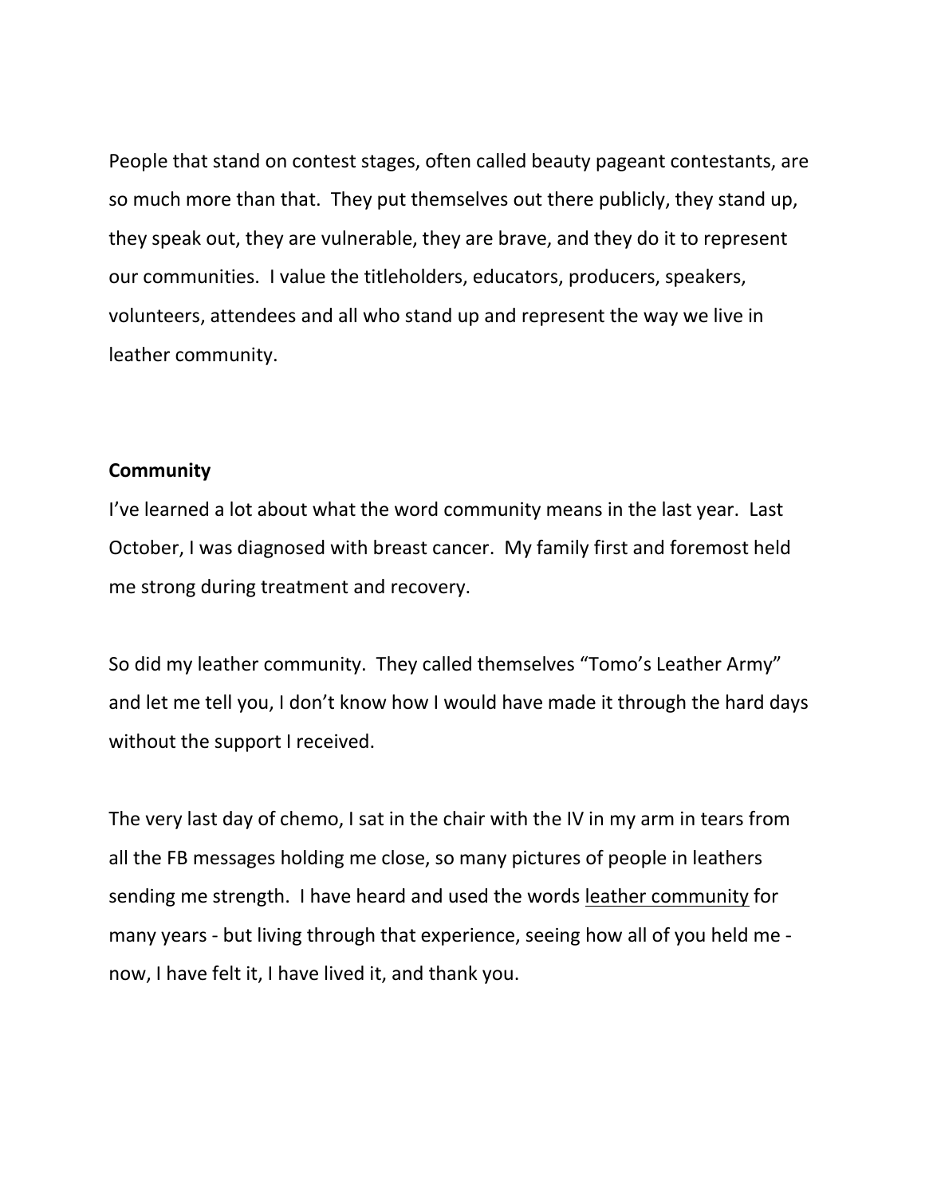People that stand on contest stages, often called beauty pageant contestants, are so much more than that.  They put themselves out there publicly, they stand up, they speak out, they are vulnerable, they are brave, and they do it to represent our communities.  I value the titleholders, educators, producers, speakers, volunteers, attendees and all who stand up and represent the way we live in leather community.

**Community**

I've learned a lot about what the word community means in the last year.  Last October, I was diagnosed with breast cancer.  My family first and foremost held me strong during treatment and recovery.

So did my leather community.  They called themselves "Tomo's Leather Army" and let me tell you, I don't know how I would have made it through the hard days without the support I received.

The very last day of chemo, I sat in the chair with the IV in my arm in tears from all the FB messages holding me close, so many pictures of people in leathers sending me strength.  I have heard and used the words <u>leather community</u> for many years - but living through that experience, seeing how all of you held me - now, I have felt it, I have lived it, and thank you.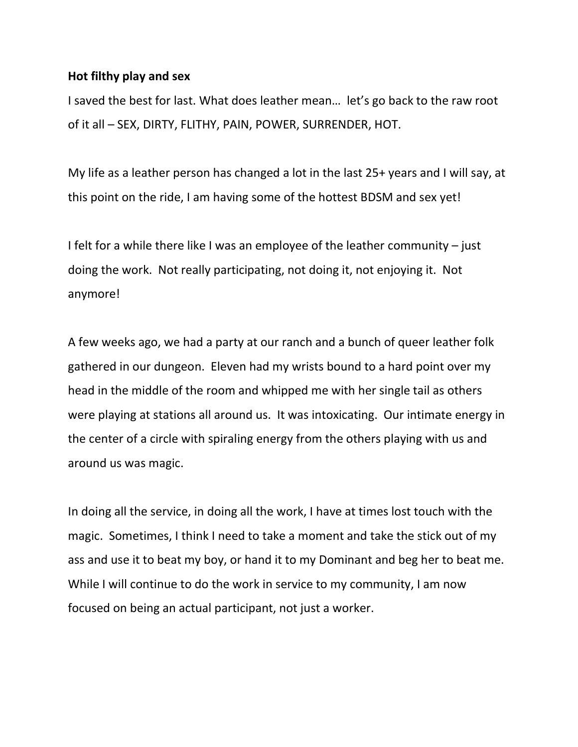**Hot filthy play and sex**

I saved the best for last. What does leather mean… let's go back to the raw root of it all – SEX, DIRTY, FLITHY, PAIN, POWER, SURRENDER, HOT.

My life as a leather person has changed a lot in the last 25+ years and I will say, at this point on the ride, I am having some of the hottest BDSM and sex yet!

I felt for a while there like I was an employee of the leather community – just doing the work. Not really participating, not doing it, not enjoying it. Not anymore!

A few weeks ago, we had a party at our ranch and a bunch of queer leather folk gathered in our dungeon. Eleven had my wrists bound to a hard point over my head in the middle of the room and whipped me with her single tail as others were playing at stations all around us. It was intoxicating. Our intimate energy in the center of a circle with spiraling energy from the others playing with us and around us was magic.

In doing all the service, in doing all the work, I have at times lost touch with the magic. Sometimes, I think I need to take a moment and take the stick out of my ass and use it to beat my boy, or hand it to my Dominant and beg her to beat me. While I will continue to do the work in service to my community, I am now focused on being an actual participant, not just a worker.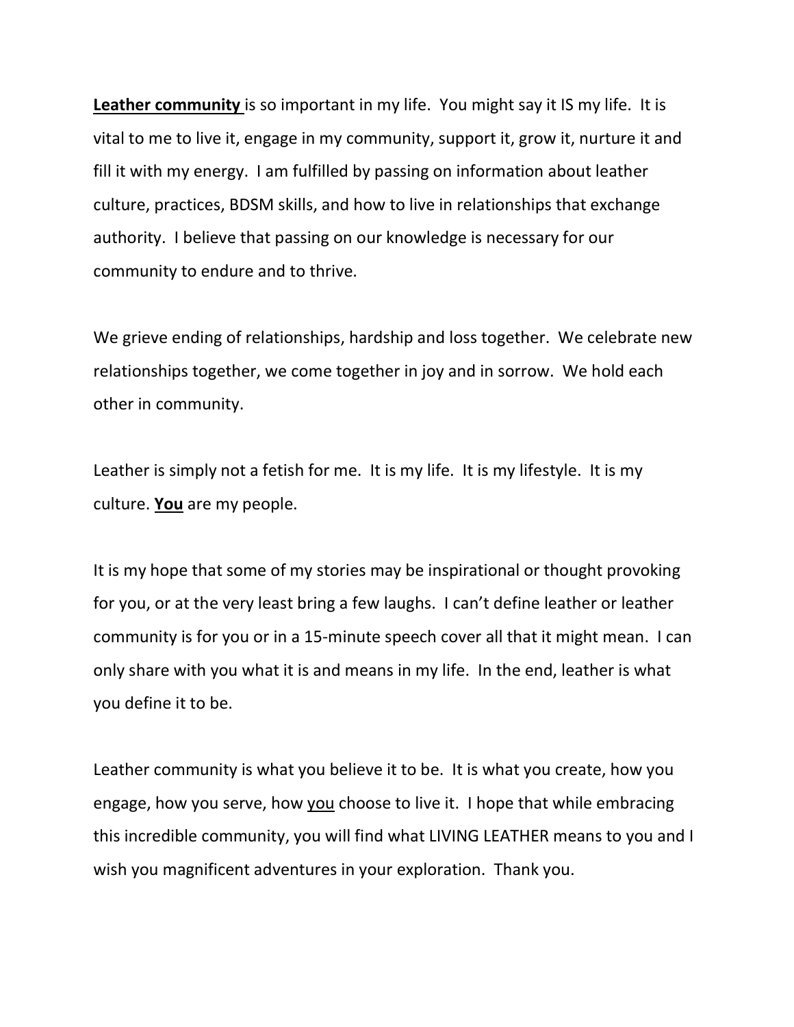**<u>Leather community</u>** is so important in my life. You might say it IS my life. It is vital to me to live it, engage in my community, support it, grow it, nurture it and fill it with my energy. I am fulfilled by passing on information about leather culture, practices, BDSM skills, and how to live in relationships that exchange authority. I believe that passing on our knowledge is necessary for our community to endure and to thrive.

We grieve ending of relationships, hardship and loss together. We celebrate new relationships together, we come together in joy and in sorrow. We hold each other in community.

Leather is simply not a fetish for me. It is my life. It is my lifestyle. It is my culture. **<u>You</u>** are my people.

It is my hope that some of my stories may be inspirational or thought provoking for you, or at the very least bring a few laughs. I can't define leather or leather community is for you or in a 15-minute speech cover all that it might mean. I can only share with you what it is and means in my life. In the end, leather is what you define it to be.

Leather community is what you believe it to be. It is what you create, how you engage, how you serve, how <u>you</u> choose to live it. I hope that while embracing this incredible community, you will find what LIVING LEATHER means to you and I wish you magnificent adventures in your exploration. Thank you.